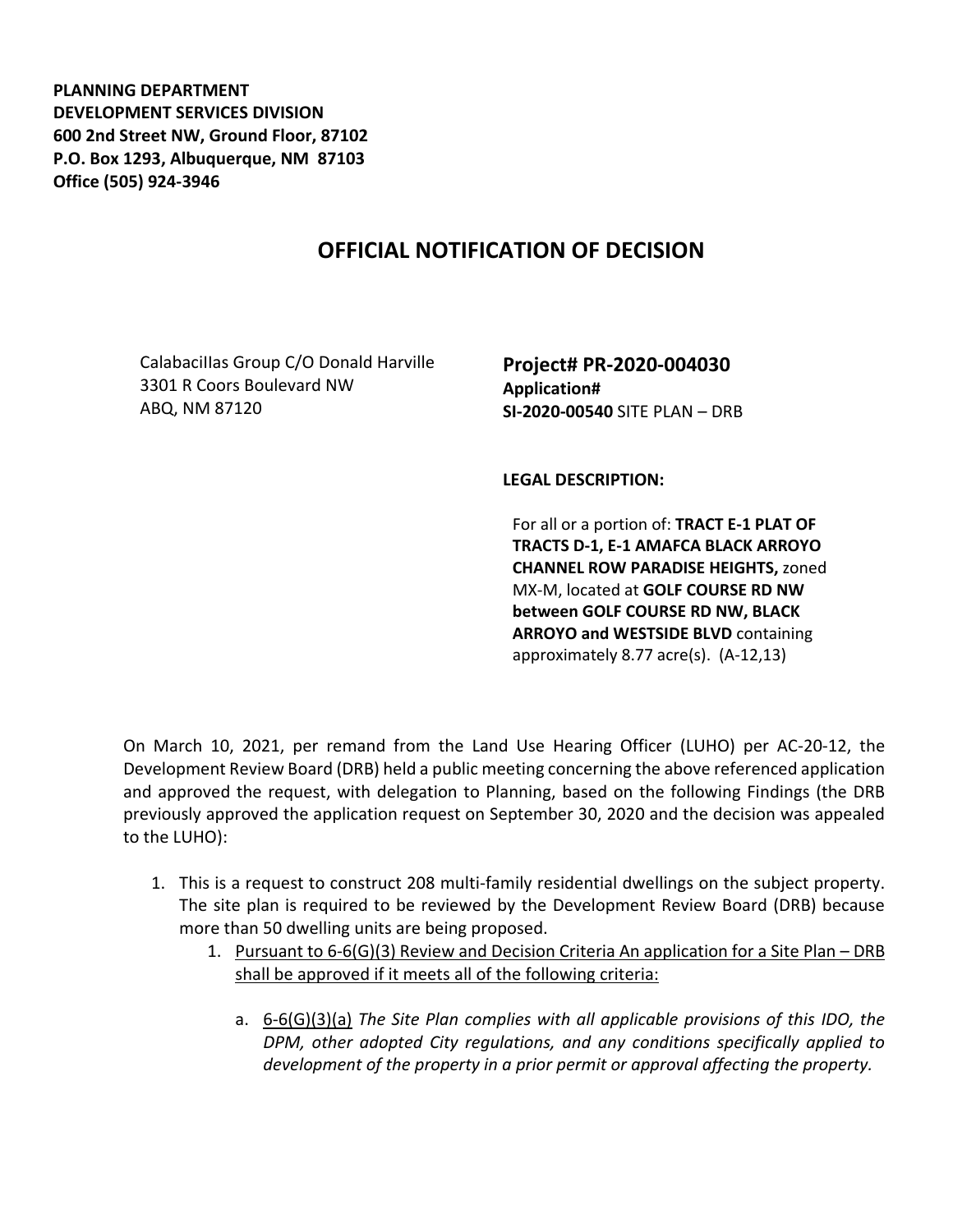**PLANNING DEPARTMENT**
**DEVELOPMENT SERVICES DIVISION**
**600 2nd Street NW, Ground Floor, 87102**
**P.O. Box 1293, Albuquerque, NM 87103**
**Office (505) 924-3946**

# OFFICIAL NOTIFICATION OF DECISION

Calabacillas Group C/O Donald Harville
3301 R Coors Boulevard NW
ABQ, NM 87120

**Project# PR-2020-004030**
**Application#**
**SI-2020-00540** SITE PLAN – DRB

**LEGAL DESCRIPTION:**

For all or a portion of: **TRACT E-1 PLAT OF TRACTS D-1, E-1 AMAFCA BLACK ARROYO CHANNEL ROW PARADISE HEIGHTS,** zoned MX-M, located at **GOLF COURSE RD NW between GOLF COURSE RD NW, BLACK ARROYO and WESTSIDE BLVD** containing approximately 8.77 acre(s). (A-12,13)

On March 10, 2021, per remand from the Land Use Hearing Officer (LUHO) per AC-20-12, the Development Review Board (DRB) held a public meeting concerning the above referenced application and approved the request, with delegation to Planning, based on the following Findings (the DRB previously approved the application request on September 30, 2020 and the decision was appealed to the LUHO):

1. This is a request to construct 208 multi-family residential dwellings on the subject property. The site plan is required to be reviewed by the Development Review Board (DRB) because more than 50 dwelling units are being proposed.
    1. Pursuant to 6-6(G)(3) Review and Decision Criteria An application for a Site Plan – DRB shall be approved if it meets all of the following criteria:
        a. 6-6(G)(3)(a) *The Site Plan complies with all applicable provisions of this IDO, the DPM, other adopted City regulations, and any conditions specifically applied to development of the property in a prior permit or approval affecting the property.*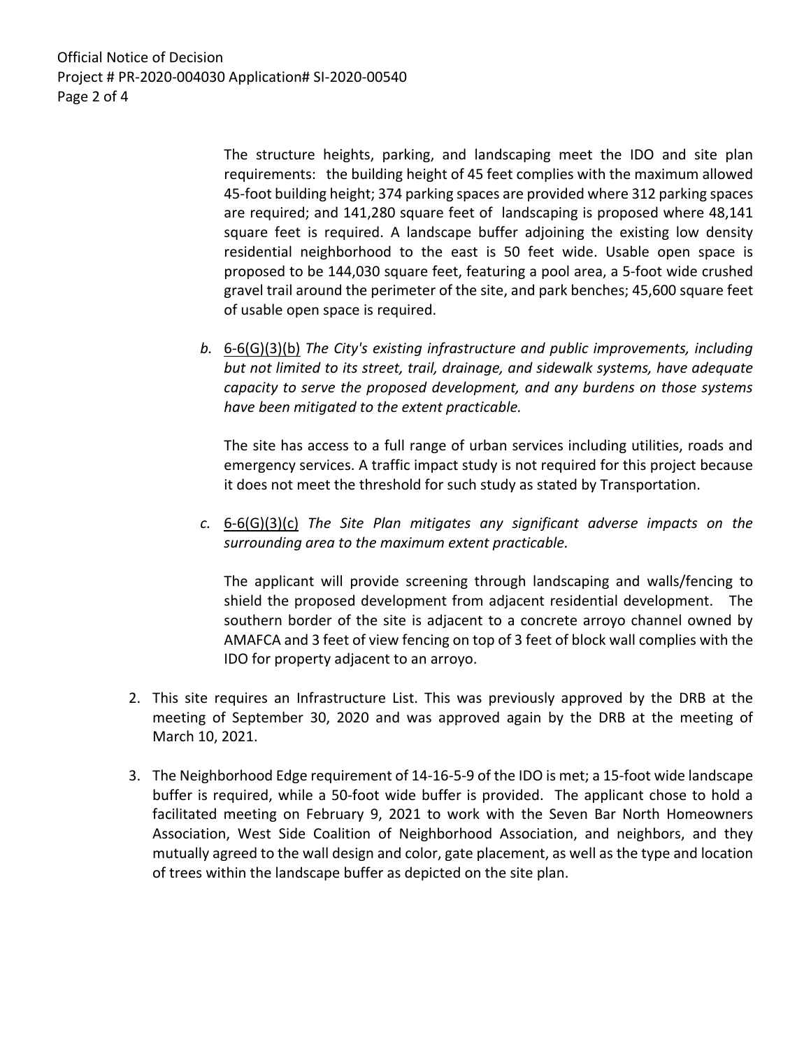The structure heights, parking, and landscaping meet the IDO and site plan requirements: the building height of 45 feet complies with the maximum allowed 45-foot building height; 374 parking spaces are provided where 312 parking spaces are required; and 141,280 square feet of landscaping is proposed where 48,141 square feet is required. A landscape buffer adjoining the existing low density residential neighborhood to the east is 50 feet wide. Usable open space is proposed to be 144,030 square feet, featuring a pool area, a 5-foot wide crushed gravel trail around the perimeter of the site, and park benches; 45,600 square feet of usable open space is required.

b. 6-6(G)(3)(b) *The City's existing infrastructure and public improvements, including but not limited to its street, trail, drainage, and sidewalk systems, have adequate capacity to serve the proposed development, and any burdens on those systems have been mitigated to the extent practicable.*

   The site has access to a full range of urban services including utilities, roads and emergency services. A traffic impact study is not required for this project because it does not meet the threshold for such study as stated by Transportation.

c. 6-6(G)(3)(c) *The Site Plan mitigates any significant adverse impacts on the surrounding area to the maximum extent practicable.*

   The applicant will provide screening through landscaping and walls/fencing to shield the proposed development from adjacent residential development. The southern border of the site is adjacent to a concrete arroyo channel owned by AMAFCA and 3 feet of view fencing on top of 3 feet of block wall complies with the IDO for property adjacent to an arroyo.

2. This site requires an Infrastructure List. This was previously approved by the DRB at the meeting of September 30, 2020 and was approved again by the DRB at the meeting of March 10, 2021.

3. The Neighborhood Edge requirement of 14-16-5-9 of the IDO is met; a 15-foot wide landscape buffer is required, while a 50-foot wide buffer is provided. The applicant chose to hold a facilitated meeting on February 9, 2021 to work with the Seven Bar North Homeowners Association, West Side Coalition of Neighborhood Association, and neighbors, and they mutually agreed to the wall design and color, gate placement, as well as the type and location of trees within the landscape buffer as depicted on the site plan.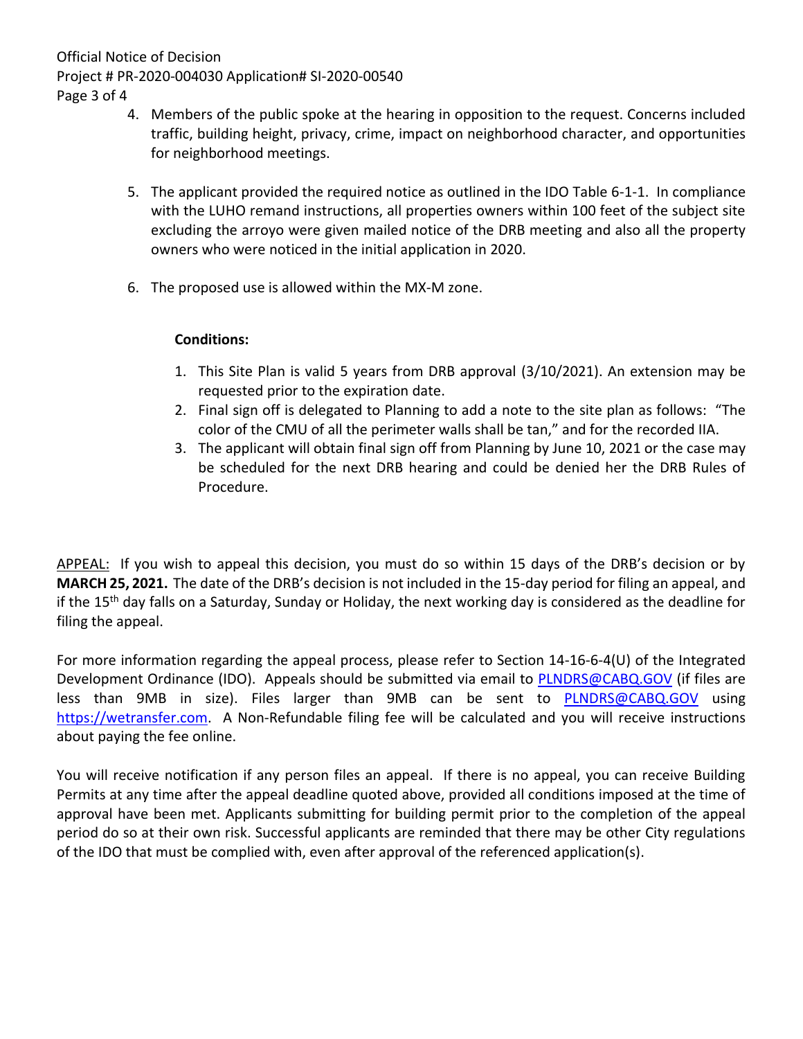4. Members of the public spoke at the hearing in opposition to the request. Concerns included traffic, building height, privacy, crime, impact on neighborhood character, and opportunities for neighborhood meetings.

5. The applicant provided the required notice as outlined in the IDO Table 6-1-1. In compliance with the LUHO remand instructions, all properties owners within 100 feet of the subject site excluding the arroyo were given mailed notice of the DRB meeting and also all the property owners who were noticed in the initial application in 2020.

6. The proposed use is allowed within the MX-M zone.

**Conditions:**

1. This Site Plan is valid 5 years from DRB approval (3/10/2021). An extension may be requested prior to the expiration date.
2. Final sign off is delegated to Planning to add a note to the site plan as follows: "The color of the CMU of all the perimeter walls shall be tan," and for the recorded IIA.
3. The applicant will obtain final sign off from Planning by June 10, 2021 or the case may be scheduled for the next DRB hearing and could be denied her the DRB Rules of Procedure.

APPEAL: If you wish to appeal this decision, you must do so within 15 days of the DRB's decision or by **MARCH 25, 2021.** The date of the DRB's decision is not included in the 15-day period for filing an appeal, and if the 15th day falls on a Saturday, Sunday or Holiday, the next working day is considered as the deadline for filing the appeal.

For more information regarding the appeal process, please refer to Section 14-16-6-4(U) of the Integrated Development Ordinance (IDO). Appeals should be submitted via email to PLNDRS@CABQ.GOV (if files are less than 9MB in size). Files larger than 9MB can be sent to PLNDRS@CABQ.GOV using https://wetransfer.com. A Non-Refundable filing fee will be calculated and you will receive instructions about paying the fee online.

You will receive notification if any person files an appeal. If there is no appeal, you can receive Building Permits at any time after the appeal deadline quoted above, provided all conditions imposed at the time of approval have been met. Applicants submitting for building permit prior to the completion of the appeal period do so at their own risk. Successful applicants are reminded that there may be other City regulations of the IDO that must be complied with, even after approval of the referenced application(s).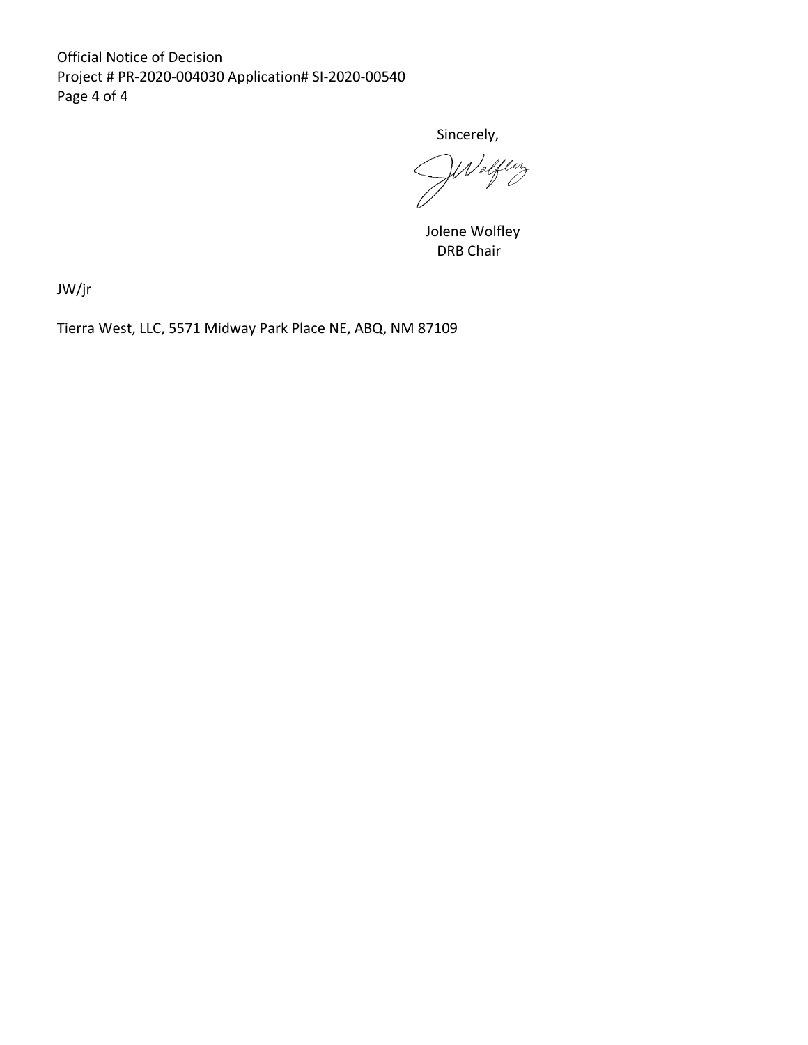Sincerely,

Jolene Wolfley
DRB Chair

JW/jr

Tierra West, LLC, 5571 Midway Park Place NE, ABQ, NM 87109